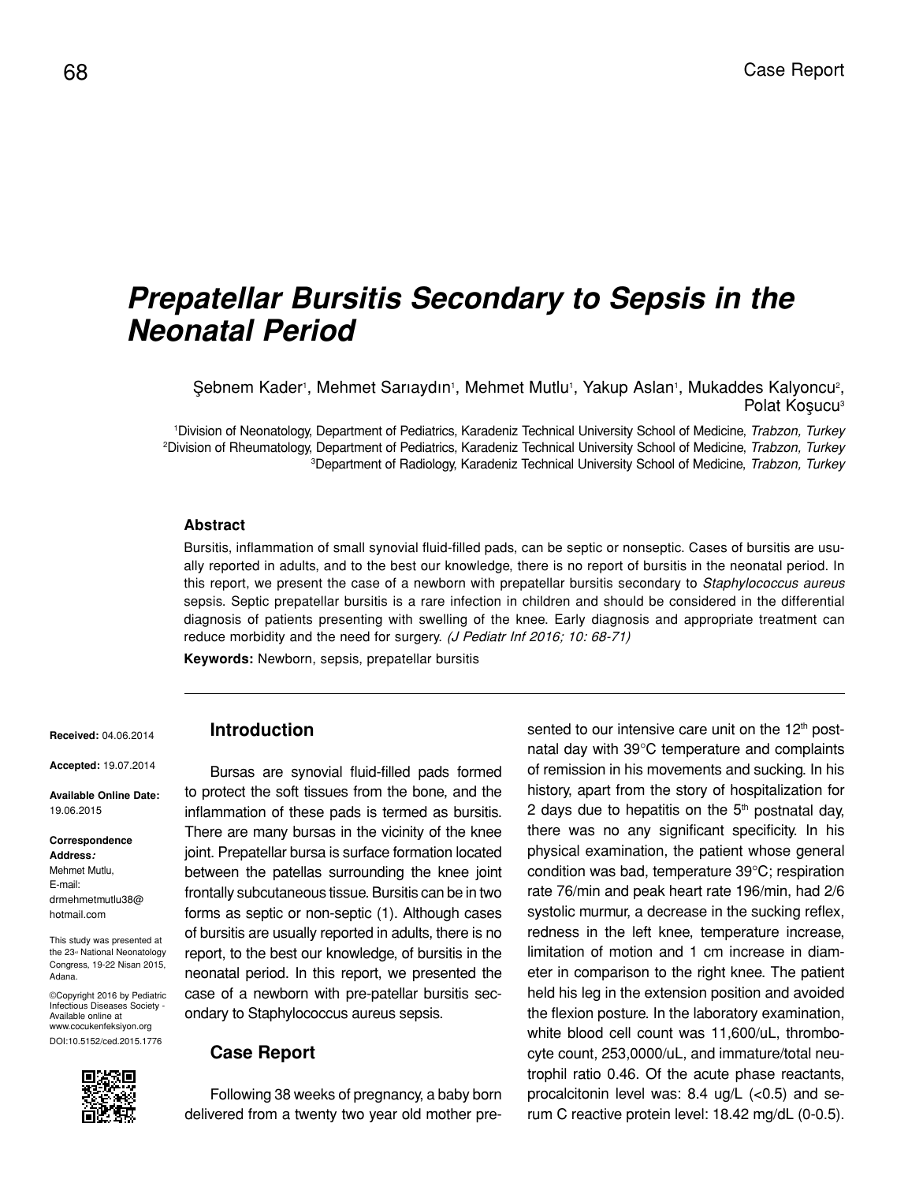# Prepatellar Bursitis Secondary to Sepsis in the Neonatal Period

Şebnem Kader[1], Mehmet Sarıaydın[1], Mehmet Mutlu[1], Yakup Aslan[1], Mukaddes Kalyoncu[2], Polat Koşucu[3]

[1]Division of Neonatology, Department of Pediatrics, Karadeniz Technical University School of Medicine, *Trabzon, Turkey*
[2]Division of Rheumatology, Department of Pediatrics, Karadeniz Technical University School of Medicine, *Trabzon, Turkey*
[3]Department of Radiology, Karadeniz Technical University School of Medicine, *Trabzon, Turkey*

### Abstract

Bursitis, inflammation of small synovial fluid-filled pads, can be septic or nonseptic. Cases of bursitis are usually reported in adults, and to the best our knowledge, there is no report of bursitis in the neonatal period. In this report, we present the case of a newborn with prepatellar bursitis secondary to *Staphylococcus aureus* sepsis. Septic prepatellar bursitis is a rare infection in children and should be considered in the differential diagnosis of patients presenting with swelling of the knee. Early diagnosis and appropriate treatment can reduce morbidity and the need for surgery. *(J Pediatr Inf 2016; 10: 68-71)*

**Keywords:** Newborn, sepsis, prepatellar bursitis

**Received:** 04.06.2014

**Accepted:** 19.07.2014

**Available Online Date:** 19.06.2015

**Correspondence Address:**
Mehmet Mutlu,
E-mail: drmehmetmutlu38@hotmail.com

This study was presented at the 23rd National Neonatology Congress, 19-22 Nisan 2015, Adana.

©Copyright 2016 by Pediatric Infectious Diseases Society - Available online at www.cocukenfeksiyon.org
DOI:10.5152/ced.2015.1776

## Introduction

Bursas are synovial fluid-filled pads formed to protect the soft tissues from the bone, and the inflammation of these pads is termed as bursitis. There are many bursas in the vicinity of the knee joint. Prepatellar bursa is surface formation located between the patellas surrounding the knee joint frontally subcutaneous tissue. Bursitis can be in two forms as septic or non-septic (1). Although cases of bursitis are usually reported in adults, there is no report, to the best our knowledge, of bursitis in the neonatal period. In this report, we presented the case of a newborn with pre-patellar bursitis secondary to Staphylococcus aureus sepsis.

## Case Report

Following 38 weeks of pregnancy, a baby born delivered from a twenty two year old mother presented to our intensive care unit on the 12th postnatal day with 39°C temperature and complaints of remission in his movements and sucking. In his history, apart from the story of hospitalization for 2 days due to hepatitis on the 5th postnatal day, there was no any significant specificity. In his physical examination, the patient whose general condition was bad, temperature 39°C; respiration rate 76/min and peak heart rate 196/min, had 2/6 systolic murmur, a decrease in the sucking reflex, redness in the left knee, temperature increase, limitation of motion and 1 cm increase in diameter in comparison to the right knee. The patient held his leg in the extension position and avoided the flexion posture. In the laboratory examination, white blood cell count was 11,600/uL, thrombocyte count, 253,0000/uL, and immature/total neutrophil ratio 0.46. Of the acute phase reactants, procalcitonin level was: 8.4 ug/L (<0.5) and serum C reactive protein level: 18.42 mg/dL (0-0.5).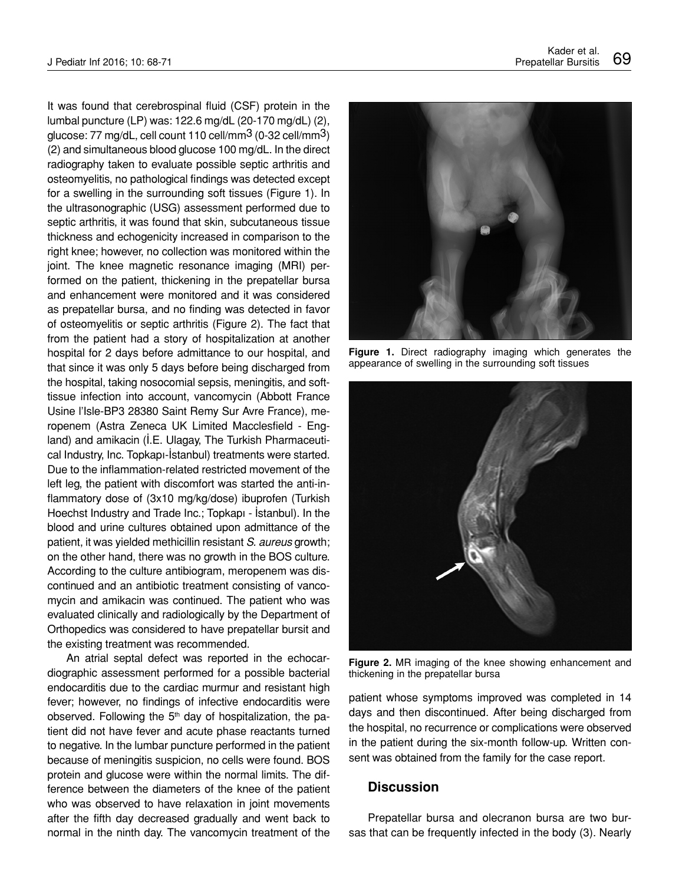It was found that cerebrospinal fluid (CSF) protein in the lumbal puncture (LP) was: 122.6 mg/dL (20-170 mg/dL) (2), glucose: 77 mg/dL, cell count 110 cell/mm$^3$ (0-32 cell/mm$^3$) (2) and simultaneous blood glucose 100 mg/dL. In the direct radiography taken to evaluate possible septic arthritis and osteomyelitis, no pathological findings was detected except for a swelling in the surrounding soft tissues (Figure 1). In the ultrasonographic (USG) assessment performed due to septic arthritis, it was found that skin, subcutaneous tissue thickness and echogenicity increased in comparison to the right knee; however, no collection was monitored within the joint. The knee magnetic resonance imaging (MRI) performed on the patient, thickening in the prepatellar bursa and enhancement were monitored and it was considered as prepatellar bursa, and no finding was detected in favor of osteomyelitis or septic arthritis (Figure 2). The fact that from the patient had a story of hospitalization at another hospital for 2 days before admittance to our hospital, and that since it was only 5 days before being discharged from the hospital, taking nosocomial sepsis, meningitis, and soft-tissue infection into account, vancomycin (Abbott France Usine l'Isle-BP3 28380 Saint Remy Sur Avre France), meropenem (Astra Zeneca UK Limited Macclesfield - England) and amikacin (İ.E. Ulagay, The Turkish Pharmaceutical Industry, Inc. Topkapı-İstanbul) treatments were started. Due to the inflammation-related restricted movement of the left leg, the patient with discomfort was started the anti-inflammatory dose of (3x10 mg/kg/dose) ibuprofen (Turkish Hoechst Industry and Trade Inc.; Topkapı - İstanbul). In the blood and urine cultures obtained upon admittance of the patient, it was yielded methicillin resistant *S. aureus* growth; on the other hand, there was no growth in the BOS culture. According to the culture antibiogram, meropenem was discontinued and an antibiotic treatment consisting of vancomycin and amikacin was continued. The patient who was evaluated clinically and radiologically by the Department of Orthopedics was considered to have prepatellar bursit and the existing treatment was recommended.

An atrial septal defect was reported in the echocardiographic assessment performed for a possible bacterial endocarditis due to the cardiac murmur and resistant high fever; however, no findings of infective endocarditis were observed. Following the 5th day of hospitalization, the patient did not have fever and acute phase reactants turned to negative. In the lumbar puncture performed in the patient because of meningitis suspicion, no cells were found. BOS protein and glucose were within the normal limits. The difference between the diameters of the knee of the patient who was observed to have relaxation in joint movements after the fifth day decreased gradually and went back to normal in the ninth day. The vancomycin treatment of the patient whose symptoms improved was completed in 14 days and then discontinued. After being discharged from the hospital, no recurrence or complications were observed in the patient during the six-month follow-up. Written consent was obtained from the family for the case report.

**Figure 1.** Direct radiography imaging which generates the appearance of swelling in the surrounding soft tissues

**Figure 2.** MR imaging of the knee showing enhancement and thickening in the prepatellar bursa

## Discussion

Prepatellar bursa and olecranon bursa are two bursas that can be frequently infected in the body (3). Nearly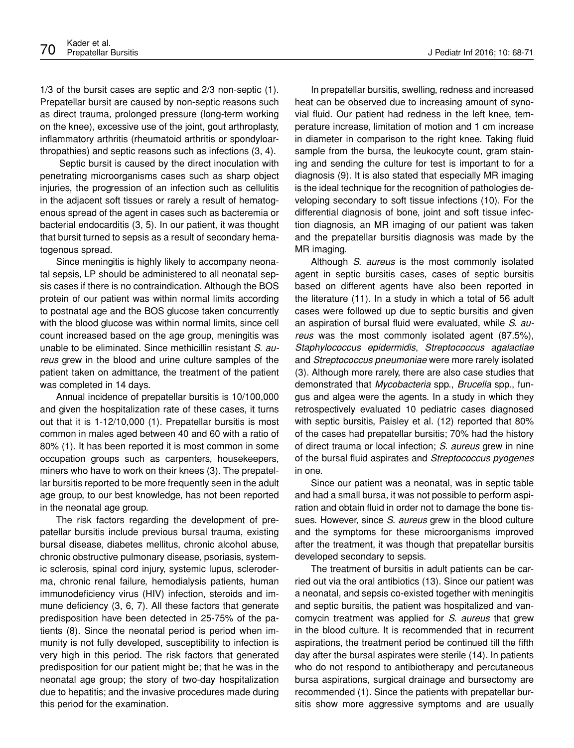1/3 of the bursit cases are septic and 2/3 non-septic (1). Prepatellar bursit are caused by non-septic reasons such as direct trauma, prolonged pressure (long-term working on the knee), excessive use of the joint, gout arthroplasty, inflammatory arthritis (rheumatoid arthritis or spondyloarthropathies) and septic reasons such as infections (3, 4).

Septic bursit is caused by the direct inoculation with penetrating microorganisms cases such as sharp object injuries, the progression of an infection such as cellulitis in the adjacent soft tissues or rarely a result of hematogenous spread of the agent in cases such as bacteremia or bacterial endocarditis (3, 5). In our patient, it was thought that bursit turned to sepsis as a result of secondary hematogenous spread.

Since meningitis is highly likely to accompany neonatal sepsis, LP should be administered to all neonatal sepsis cases if there is no contraindication. Although the BOS protein of our patient was within normal limits according to postnatal age and the BOS glucose taken concurrently with the blood glucose was within normal limits, since cell count increased based on the age group, meningitis was unable to be eliminated. Since methicillin resistant *S. aureus* grew in the blood and urine culture samples of the patient taken on admittance, the treatment of the patient was completed in 14 days.

Annual incidence of prepatellar bursitis is 10/100,000 and given the hospitalization rate of these cases, it turns out that it is 1-12/10,000 (1). Prepatellar bursitis is most common in males aged between 40 and 60 with a ratio of 80% (1). It has been reported it is most common in some occupation groups such as carpenters, housekeepers, miners who have to work on their knees (3). The prepatellar bursitis reported to be more frequently seen in the adult age group, to our best knowledge, has not been reported in the neonatal age group.

The risk factors regarding the development of prepatellar bursitis include previous bursal trauma, existing bursal disease, diabetes mellitus, chronic alcohol abuse, chronic obstructive pulmonary disease, psoriasis, systemic sclerosis, spinal cord injury, systemic lupus, scleroderma, chronic renal failure, hemodialysis patients, human immunodeficiency virus (HIV) infection, steroids and immune deficiency (3, 6, 7). All these factors that generate predisposition have been detected in 25-75% of the patients (8). Since the neonatal period is period when immunity is not fully developed, susceptibility to infection is very high in this period. The risk factors that generated predisposition for our patient might be; that he was in the neonatal age group; the story of two-day hospitalization due to hepatitis; and the invasive procedures made during this period for the examination.

In prepatellar bursitis, swelling, redness and increased heat can be observed due to increasing amount of synovial fluid. Our patient had redness in the left knee, temperature increase, limitation of motion and 1 cm increase in diameter in comparison to the right knee. Taking fluid sample from the bursa, the leukocyte count, gram staining and sending the culture for test is important to for a diagnosis (9). It is also stated that especially MR imaging is the ideal technique for the recognition of pathologies developing secondary to soft tissue infections (10). For the differential diagnosis of bone, joint and soft tissue infection diagnosis, an MR imaging of our patient was taken and the prepatellar bursitis diagnosis was made by the MR imaging.

Although *S. aureus* is the most commonly isolated agent in septic bursitis cases, cases of septic bursitis based on different agents have also been reported in the literature (11). In a study in which a total of 56 adult cases were followed up due to septic bursitis and given an aspiration of bursal fluid were evaluated, while *S. aureus* was the most commonly isolated agent (87.5%), *Staphylococcus epidermidis*, *Streptococcus agalactiae* and *Streptococcus pneumoniae* were more rarely isolated (3). Although more rarely, there are also case studies that demonstrated that *Mycobacteria* spp., *Brucella* spp., fungus and algea were the agents. In a study in which they retrospectively evaluated 10 pediatric cases diagnosed with septic bursitis, Paisley et al. (12) reported that 80% of the cases had prepatellar bursitis; 70% had the history of direct trauma or local infection; *S. aureus* grew in nine of the bursal fluid aspirates and *Streptococcus pyogenes* in one.

Since our patient was a neonatal, was in septic table and had a small bursa, it was not possible to perform aspiration and obtain fluid in order not to damage the bone tissues. However, since *S. aureus* grew in the blood culture and the symptoms for these microorganisms improved after the treatment, it was though that prepatellar bursitis developed secondary to sepsis.

The treatment of bursitis in adult patients can be carried out via the oral antibiotics (13). Since our patient was a neonatal, and sepsis co-existed together with meningitis and septic bursitis, the patient was hospitalized and vancomycin treatment was applied for *S. aureus* that grew in the blood culture. It is recommended that in recurrent aspirations, the treatment period be continued till the fifth day after the bursal aspirates were sterile (14). In patients who do not respond to antibiotherapy and percutaneous bursa aspirations, surgical drainage and bursectomy are recommended (1). Since the patients with prepatellar bursitis show more aggressive symptoms and are usually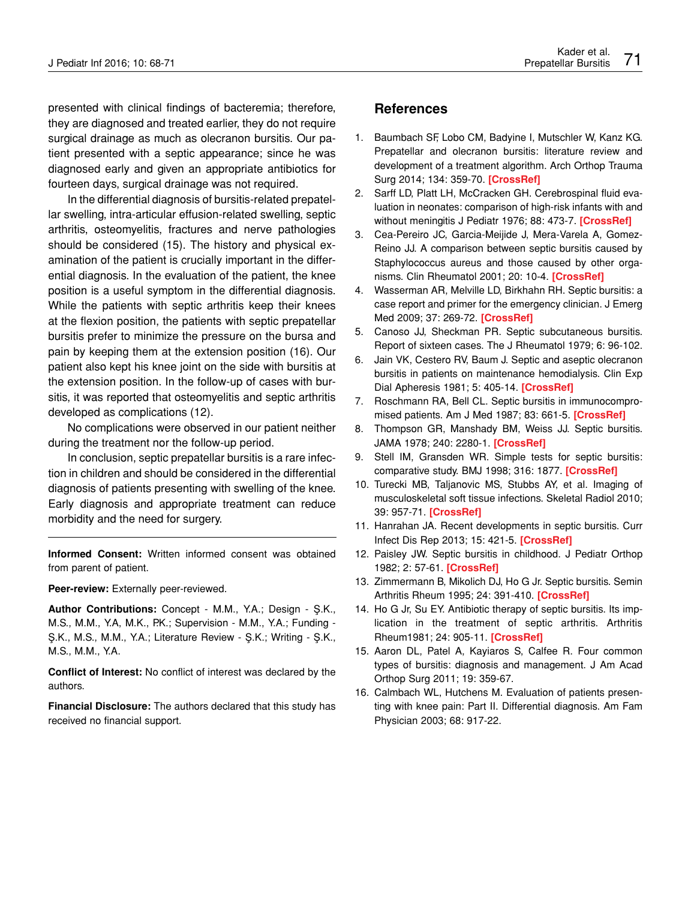presented with clinical findings of bacteremia; therefore, they are diagnosed and treated earlier, they do not require surgical drainage as much as olecranon bursitis. Our patient presented with a septic appearance; since he was diagnosed early and given an appropriate antibiotics for fourteen days, surgical drainage was not required.

In the differential diagnosis of bursitis-related prepatellar swelling, intra-articular effusion-related swelling, septic arthritis, osteomyelitis, fractures and nerve pathologies should be considered (15). The history and physical examination of the patient is crucially important in the differential diagnosis. In the evaluation of the patient, the knee position is a useful symptom in the differential diagnosis. While the patients with septic arthritis keep their knees at the flexion position, the patients with septic prepatellar bursitis prefer to minimize the pressure on the bursa and pain by keeping them at the extension position (16). Our patient also kept his knee joint on the side with bursitis at the extension position. In the follow-up of cases with bursitis, it was reported that osteomyelitis and septic arthritis developed as complications (12).

No complications were observed in our patient neither during the treatment nor the follow-up period.

In conclusion, septic prepatellar bursitis is a rare infection in children and should be considered in the differential diagnosis of patients presenting with swelling of the knee. Early diagnosis and appropriate treatment can reduce morbidity and the need for surgery.

---

**Informed Consent:** Written informed consent was obtained from parent of patient.

**Peer-review:** Externally peer-reviewed.

**Author Contributions:** Concept - M.M., Y.A.; Design - Ş.K., M.S., M.M., Y.A, M.K., P.K.; Supervision - M.M., Y.A.; Funding - Ş.K., M.S., M.M., Y.A.; Literature Review - Ş.K.; Writing - Ş.K., M.S., M.M., Y.A.

**Conflict of Interest:** No conflict of interest was declared by the authors.

**Financial Disclosure:** The authors declared that this study has received no financial support.

## References

1. Baumbach SF, Lobo CM, Badyine I, Mutschler W, Kanz KG. Prepatellar and olecranon bursitis: literature review and development of a treatment algorithm. Arch Orthop Trauma Surg 2014; 134: 359-70. **[CrossRef]**
2. Sarff LD, Platt LH, McCracken GH. Cerebrospinal fluid evaluation in neonates: comparison of high-risk infants with and without meningitis J Pediatr 1976; 88: 473-7. **[CrossRef]**
3. Cea-Pereiro JC, Garcia-Meijide J, Mera-Varela A, Gomez-Reino JJ. A comparison between septic bursitis caused by Staphylococcus aureus and those caused by other organisms. Clin Rheumatol 2001; 20: 10-4. **[CrossRef]**
4. Wasserman AR, Melville LD, Birkhahn RH. Septic bursitis: a case report and primer for the emergency clinician. J Emerg Med 2009; 37: 269-72. **[CrossRef]**
5. Canoso JJ, Sheckman PR. Septic subcutaneous bursitis. Report of sixteen cases. The J Rheumatol 1979; 6: 96-102.
6. Jain VK, Cestero RV, Baum J. Septic and aseptic olecranon bursitis in patients on maintenance hemodialysis. Clin Exp Dial Apheresis 1981; 5: 405-14. **[CrossRef]**
7. Roschmann RA, Bell CL. Septic bursitis in immunocompromised patients. Am J Med 1987; 83: 661-5. **[CrossRef]**
8. Thompson GR, Manshady BM, Weiss JJ. Septic bursitis. JAMA 1978; 240: 2280-1. **[CrossRef]**
9. Stell IM, Gransden WR. Simple tests for septic bursitis: comparative study. BMJ 1998; 316: 1877. **[CrossRef]**
10. Turecki MB, Taljanovic MS, Stubbs AY, et al. Imaging of musculoskeletal soft tissue infections. Skeletal Radiol 2010; 39: 957-71. **[CrossRef]**
11. Hanrahan JA. Recent developments in septic bursitis. Curr Infect Dis Rep 2013; 15: 421-5. **[CrossRef]**
12. Paisley JW. Septic bursitis in childhood. J Pediatr Orthop 1982; 2: 57-61. **[CrossRef]**
13. Zimmermann B, Mikolich DJ, Ho G Jr. Septic bursitis. Semin Arthritis Rheum 1995; 24: 391-410. **[CrossRef]**
14. Ho G Jr, Su EY. Antibiotic therapy of septic bursitis. Its implication in the treatment of septic arthritis. Arthritis Rheum1981; 24: 905-11. **[CrossRef]**
15. Aaron DL, Patel A, Kayiaros S, Calfee R. Four common types of bursitis: diagnosis and management. J Am Acad Orthop Surg 2011; 19: 359-67.
16. Calmbach WL, Hutchens M. Evaluation of patients presenting with knee pain: Part II. Differential diagnosis. Am Fam Physician 2003; 68: 917-22.